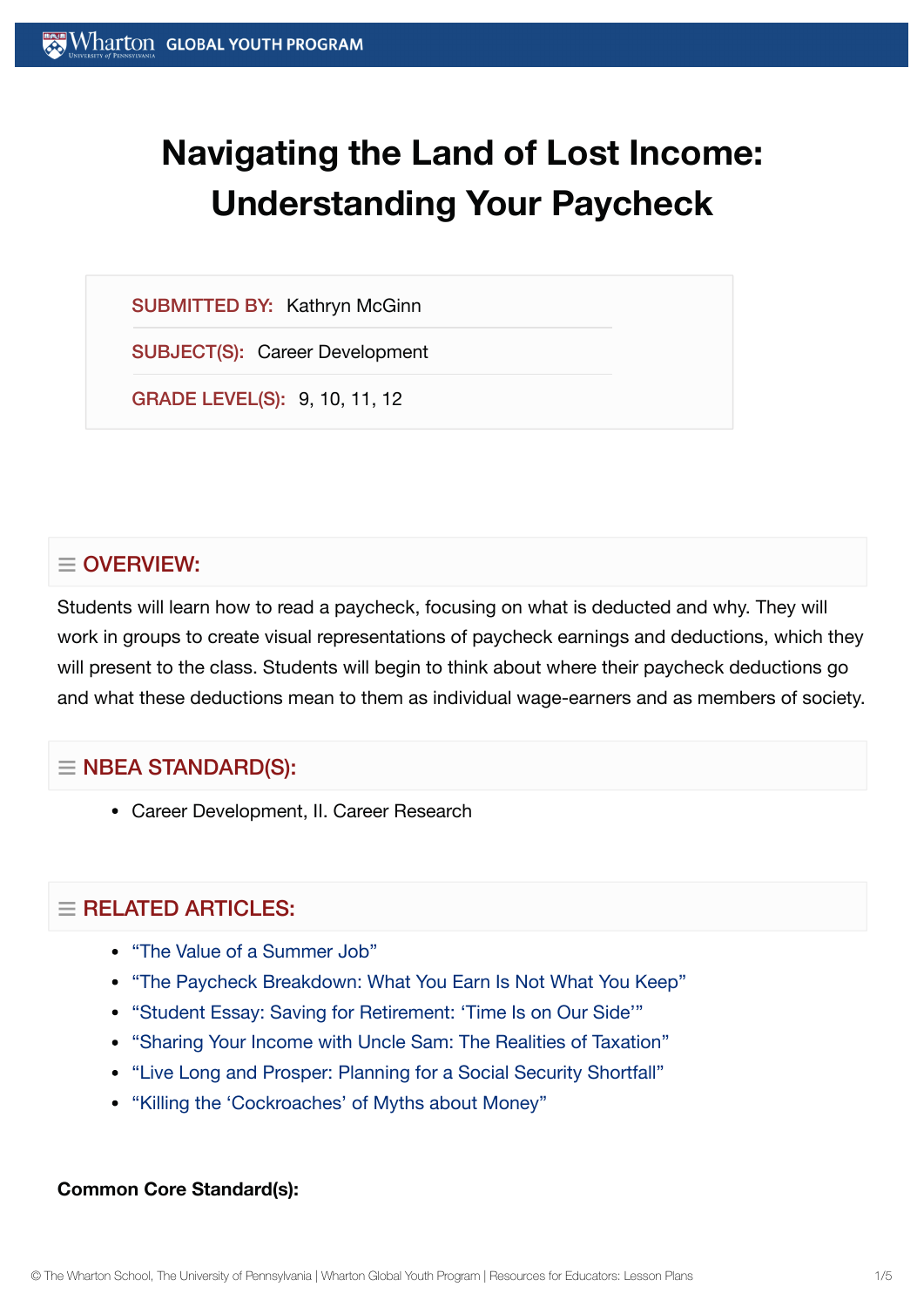# Navigating the Land of Lost Income: Understanding Your Paycheck

**SUBMITTED BY:** Kathryn McGinn

**SUBJECT(S):** Career Development

**GRADE LEVEL(S):** 9, 10, 11, 12

## OVERVIEW:

Students will learn how to read a paycheck, focusing on what is deducted and why. They will work in groups to create visual representations of paycheck earnings and deductions, which they will present to the class. Students will begin to think about where their paycheck deductions go and what these deductions mean to them as individual wage-earners and as members of society.

## NBEA STANDARD(S):

- Career Development, II. Career Research

## RELATED ARTICLES:

- "The Value of a Summer Job"
- "The Paycheck Breakdown: What You Earn Is Not What You Keep"
- "Student Essay: Saving for Retirement: 'Time Is on Our Side'"
- "Sharing Your Income with Uncle Sam: The Realities of Taxation"
- "Live Long and Prosper: Planning for a Social Security Shortfall"
- "Killing the 'Cockroaches' of Myths about Money"

**Common Core Standard(s):**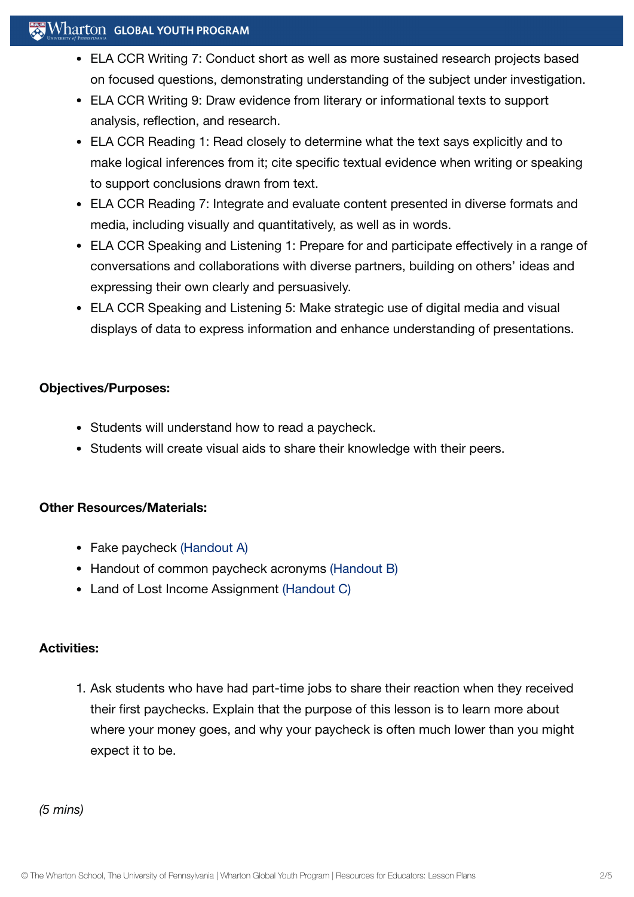- ELA CCR Writing 7: Conduct short as well as more sustained research projects based on focused questions, demonstrating understanding of the subject under investigation.
- ELA CCR Writing 9: Draw evidence from literary or informational texts to support analysis, reflection, and research.
- ELA CCR Reading 1: Read closely to determine what the text says explicitly and to make logical inferences from it; cite specific textual evidence when writing or speaking to support conclusions drawn from text.
- ELA CCR Reading 7: Integrate and evaluate content presented in diverse formats and media, including visually and quantitatively, as well as in words.
- ELA CCR Speaking and Listening 1: Prepare for and participate effectively in a range of conversations and collaborations with diverse partners, building on others' ideas and expressing their own clearly and persuasively.
- ELA CCR Speaking and Listening 5: Make strategic use of digital media and visual displays of data to express information and enhance understanding of presentations.

**Objectives/Purposes:**

- Students will understand how to read a paycheck.
- Students will create visual aids to share their knowledge with their peers.

**Other Resources/Materials:**

- Fake paycheck (Handout A)
- Handout of common paycheck acronyms (Handout B)
- Land of Lost Income Assignment (Handout C)

**Activities:**

1. Ask students who have had part-time jobs to share their reaction when they received their first paychecks. Explain that the purpose of this lesson is to learn more about where your money goes, and why your paycheck is often much lower than you might expect it to be.

*(5 mins)*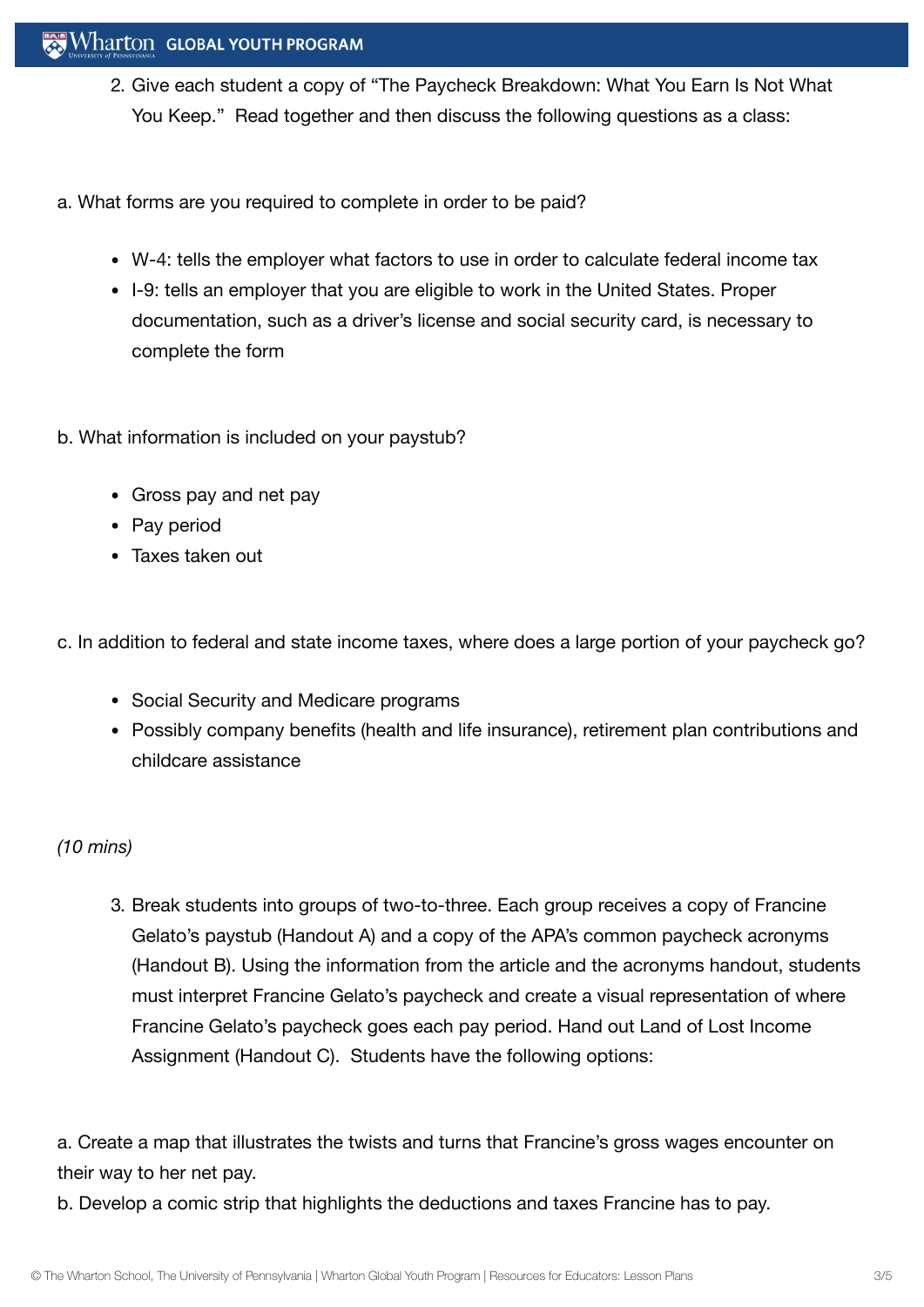2. Give each student a copy of "The Paycheck Breakdown: What You Earn Is Not What You Keep." Read together and then discuss the following questions as a class:

a. What forms are you required to complete in order to be paid?

- W-4: tells the employer what factors to use in order to calculate federal income tax
- I-9: tells an employer that you are eligible to work in the United States. Proper documentation, such as a driver's license and social security card, is necessary to complete the form

b. What information is included on your paystub?

- Gross pay and net pay
- Pay period
- Taxes taken out

c. In addition to federal and state income taxes, where does a large portion of your paycheck go?

- Social Security and Medicare programs
- Possibly company benefits (health and life insurance), retirement plan contributions and childcare assistance

*(10 mins)*

3. Break students into groups of two-to-three. Each group receives a copy of Francine Gelato's paystub (Handout A) and a copy of the APA's common paycheck acronyms (Handout B). Using the information from the article and the acronyms handout, students must interpret Francine Gelato's paycheck and create a visual representation of where Francine Gelato's paycheck goes each pay period. Hand out Land of Lost Income Assignment (Handout C). Students have the following options:

a. Create a map that illustrates the twists and turns that Francine's gross wages encounter on their way to her net pay.
b. Develop a comic strip that highlights the deductions and taxes Francine has to pay.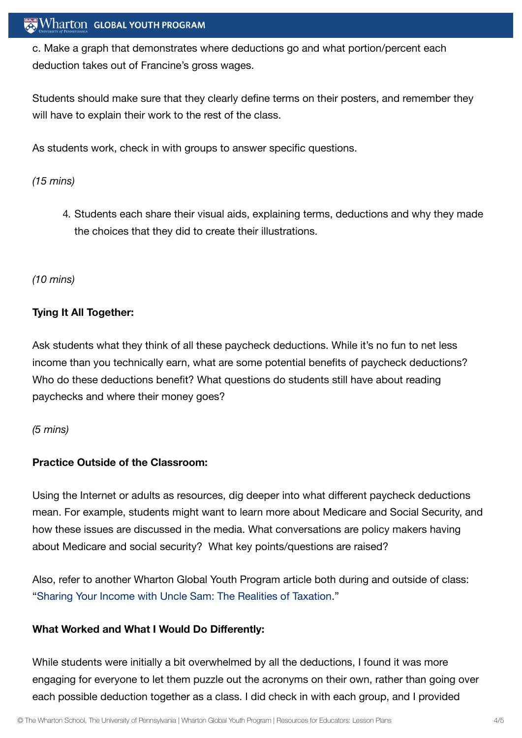c. Make a graph that demonstrates where deductions go and what portion/percent each deduction takes out of Francine's gross wages.

Students should make sure that they clearly define terms on their posters, and remember they will have to explain their work to the rest of the class.

As students work, check in with groups to answer specific questions.

*(15 mins)*

4. Students each share their visual aids, explaining terms, deductions and why they made the choices that they did to create their illustrations.

*(10 mins)*

**Tying It All Together:**

Ask students what they think of all these paycheck deductions. While it's no fun to net less income than you technically earn, what are some potential benefits of paycheck deductions? Who do these deductions benefit? What questions do students still have about reading paychecks and where their money goes?

*(5 mins)*

**Practice Outside of the Classroom:**

Using the Internet or adults as resources, dig deeper into what different paycheck deductions mean. For example, students might want to learn more about Medicare and Social Security, and how these issues are discussed in the media. What conversations are policy makers having about Medicare and social security? What key points/questions are raised?

Also, refer to another Wharton Global Youth Program article both during and outside of class: "Sharing Your Income with Uncle Sam: The Realities of Taxation."

**What Worked and What I Would Do Differently:**

While students were initially a bit overwhelmed by all the deductions, I found it was more engaging for everyone to let them puzzle out the acronyms on their own, rather than going over each possible deduction together as a class. I did check in with each group, and I provided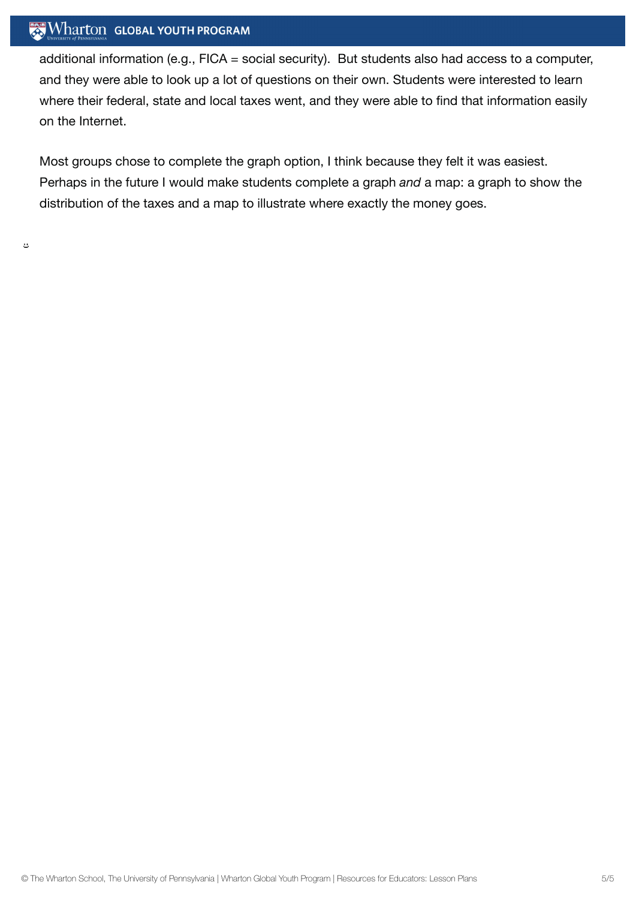additional information (e.g., FICA = social security).  But students also had access to a computer, and they were able to look up a lot of questions on their own. Students were interested to learn where their federal, state and local taxes went, and they were able to find that information easily on the Internet.

Most groups chose to complete the graph option, I think because they felt it was easiest. Perhaps in the future I would make students complete a graph *and* a map: a graph to show the distribution of the taxes and a map to illustrate where exactly the money goes.